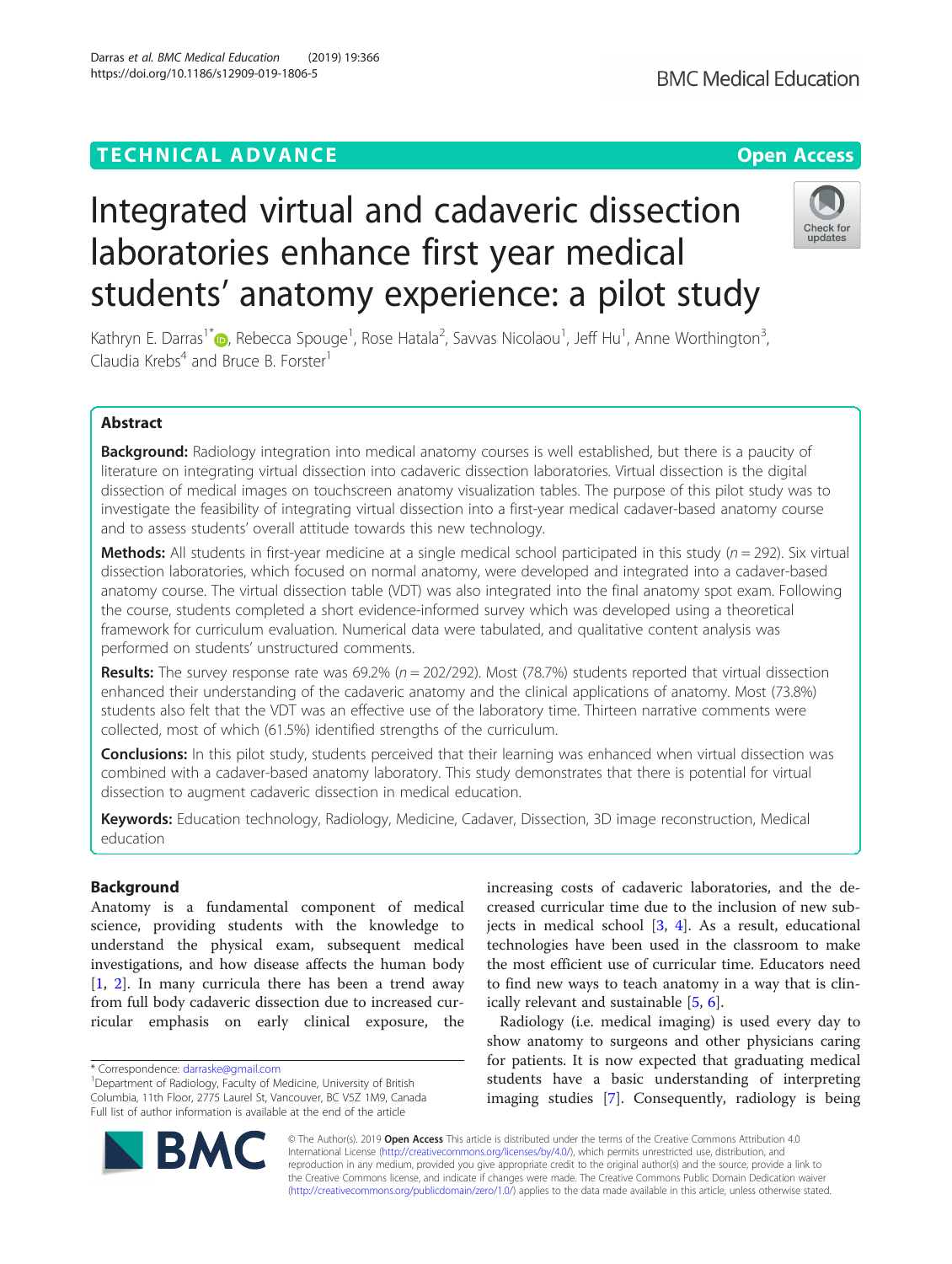TECHNICAL ADVANCE

Open Access

# Integrated virtual and cadaveric dissection laboratories enhance first year medical students' anatomy experience: a pilot study

Kathryn E. Darras[1*], Rebecca Spouge[1], Rose Hatala[2], Savvas Nicolaou[1], Jeff Hu[1], Anne Worthington[3], Claudia Krebs[4] and Bruce B. Forster[1]

## Abstract

**Background:** Radiology integration into medical anatomy courses is well established, but there is a paucity of literature on integrating virtual dissection into cadaveric dissection laboratories. Virtual dissection is the digital dissection of medical images on touchscreen anatomy visualization tables. The purpose of this pilot study was to investigate the feasibility of integrating virtual dissection into a first-year medical cadaver-based anatomy course and to assess students' overall attitude towards this new technology.

**Methods:** All students in first-year medicine at a single medical school participated in this study ($n = 292$). Six virtual dissection laboratories, which focused on normal anatomy, were developed and integrated into a cadaver-based anatomy course. The virtual dissection table (VDT) was also integrated into the final anatomy spot exam. Following the course, students completed a short evidence-informed survey which was developed using a theoretical framework for curriculum evaluation. Numerical data were tabulated, and qualitative content analysis was performed on students' unstructured comments.

**Results:** The survey response rate was 69.2% ($n = 202/292$). Most (78.7%) students reported that virtual dissection enhanced their understanding of the cadaveric anatomy and the clinical applications of anatomy. Most (73.8%) students also felt that the VDT was an effective use of the laboratory time. Thirteen narrative comments were collected, most of which (61.5%) identified strengths of the curriculum.

**Conclusions:** In this pilot study, students perceived that their learning was enhanced when virtual dissection was combined with a cadaver-based anatomy laboratory. This study demonstrates that there is potential for virtual dissection to augment cadaveric dissection in medical education.

**Keywords:** Education technology, Radiology, Medicine, Cadaver, Dissection, 3D image reconstruction, Medical education

## Background

Anatomy is a fundamental component of medical science, providing students with the knowledge to understand the physical exam, subsequent medical investigations, and how disease affects the human body [1, 2]. In many curricula there has been a trend away from full body cadaveric dissection due to increased curricular emphasis on early clinical exposure, the increasing costs of cadaveric laboratories, and the decreased curricular time due to the inclusion of new subjects in medical school [3, 4]. As a result, educational technologies have been used in the classroom to make the most efficient use of curricular time. Educators need to find new ways to teach anatomy in a way that is clinically relevant and sustainable [5, 6].

Radiology (i.e. medical imaging) is used every day to show anatomy to surgeons and other physicians caring for patients. It is now expected that graduating medical students have a basic understanding of interpreting imaging studies [7]. Consequently, radiology is being

* Correspondence: darraske@gmail.com
[1]Department of Radiology, Faculty of Medicine, University of British Columbia, 11th Floor, 2775 Laurel St, Vancouver, BC V5Z 1M9, Canada
Full list of author information is available at the end of the article

© The Author(s). 2019 **Open Access** This article is distributed under the terms of the Creative Commons Attribution 4.0 International License (http://creativecommons.org/licenses/by/4.0/), which permits unrestricted use, distribution, and reproduction in any medium, provided you give appropriate credit to the original author(s) and the source, provide a link to the Creative Commons license, and indicate if changes were made. The Creative Commons Public Domain Dedication waiver (http://creativecommons.org/publicdomain/zero/1.0/) applies to the data made available in this article, unless otherwise stated.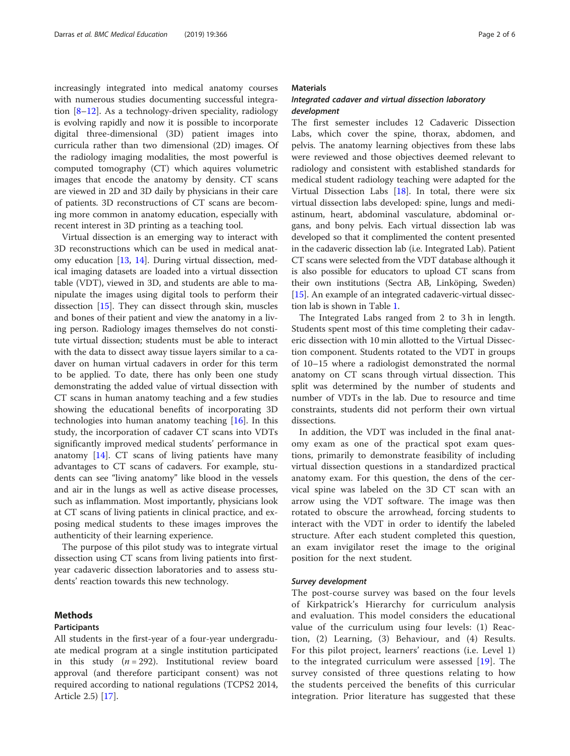increasingly integrated into medical anatomy courses with numerous studies documenting successful integration [8–12]. As a technology-driven speciality, radiology is evolving rapidly and now it is possible to incorporate digital three-dimensional (3D) patient images into curricula rather than two dimensional (2D) images. Of the radiology imaging modalities, the most powerful is computed tomography (CT) which aquires volumetric images that encode the anatomy by density. CT scans are viewed in 2D and 3D daily by physicians in their care of patients. 3D reconstructions of CT scans are becoming more common in anatomy education, especially with recent interest in 3D printing as a teaching tool.

Virtual dissection is an emerging way to interact with 3D reconstructions which can be used in medical anatomy education [13, 14]. During virtual dissection, medical imaging datasets are loaded into a virtual dissection table (VDT), viewed in 3D, and students are able to manipulate the images using digital tools to perform their dissection [15]. They can dissect through skin, muscles and bones of their patient and view the anatomy in a living person. Radiology images themselves do not constitute virtual dissection; students must be able to interact with the data to dissect away tissue layers similar to a cadaver on human virtual cadavers in order for this term to be applied. To date, there has only been one study demonstrating the added value of virtual dissection with CT scans in human anatomy teaching and a few studies showing the educational benefits of incorporating 3D technologies into human anatomy teaching [16]. In this study, the incorporation of cadaver CT scans into VDTs significantly improved medical students' performance in anatomy [14]. CT scans of living patients have many advantages to CT scans of cadavers. For example, students can see "living anatomy" like blood in the vessels and air in the lungs as well as active disease processes, such as inflammation. Most importantly, physicians look at CT scans of living patients in clinical practice, and exposing medical students to these images improves the authenticity of their learning experience.

The purpose of this pilot study was to integrate virtual dissection using CT scans from living patients into first-year cadaveric dissection laboratories and to assess students' reaction towards this new technology.

## Methods

### Participants

All students in the first-year of a four-year undergraduate medical program at a single institution participated in this study ($n = 292$). Institutional review board approval (and therefore participant consent) was not required according to national regulations (TCPS2 2014, Article 2.5) [17].

### Materials

#### *Integrated cadaver and virtual dissection laboratory development*

The first semester includes 12 Cadaveric Dissection Labs, which cover the spine, thorax, abdomen, and pelvis. The anatomy learning objectives from these labs were reviewed and those objectives deemed relevant to radiology and consistent with established standards for medical student radiology teaching were adapted for the Virtual Dissection Labs [18]. In total, there were six virtual dissection labs developed: spine, lungs and mediastinum, heart, abdominal vasculature, abdominal organs, and bony pelvis. Each virtual dissection lab was developed so that it complimented the content presented in the cadaveric dissection lab (i.e. Integrated Lab). Patient CT scans were selected from the VDT database although it is also possible for educators to upload CT scans from their own institutions (Sectra AB, Linköping, Sweden) [15]. An example of an integrated cadaveric-virtual dissection lab is shown in Table 1.

The Integrated Labs ranged from 2 to 3 h in length. Students spent most of this time completing their cadaveric dissection with 10 min allotted to the Virtual Dissection component. Students rotated to the VDT in groups of 10–15 where a radiologist demonstrated the normal anatomy on CT scans through virtual dissection. This split was determined by the number of students and number of VDTs in the lab. Due to resource and time constraints, students did not perform their own virtual dissections.

In addition, the VDT was included in the final anatomy exam as one of the practical spot exam questions, primarily to demonstrate feasibility of including virtual dissection questions in a standardized practical anatomy exam. For this question, the dens of the cervical spine was labeled on the 3D CT scan with an arrow using the VDT software. The image was then rotated to obscure the arrowhead, forcing students to interact with the VDT in order to identify the labeled structure. After each student completed this question, an exam invigilator reset the image to the original position for the next student.

#### *Survey development*

The post-course survey was based on the four levels of Kirkpatrick's Hierarchy for curriculum analysis and evaluation. This model considers the educational value of the curriculum using four levels: (1) Reaction, (2) Learning, (3) Behaviour, and (4) Results. For this pilot project, learners' reactions (i.e. Level 1) to the integrated curriculum were assessed [19]. The survey consisted of three questions relating to how the students perceived the benefits of this curricular integration. Prior literature has suggested that these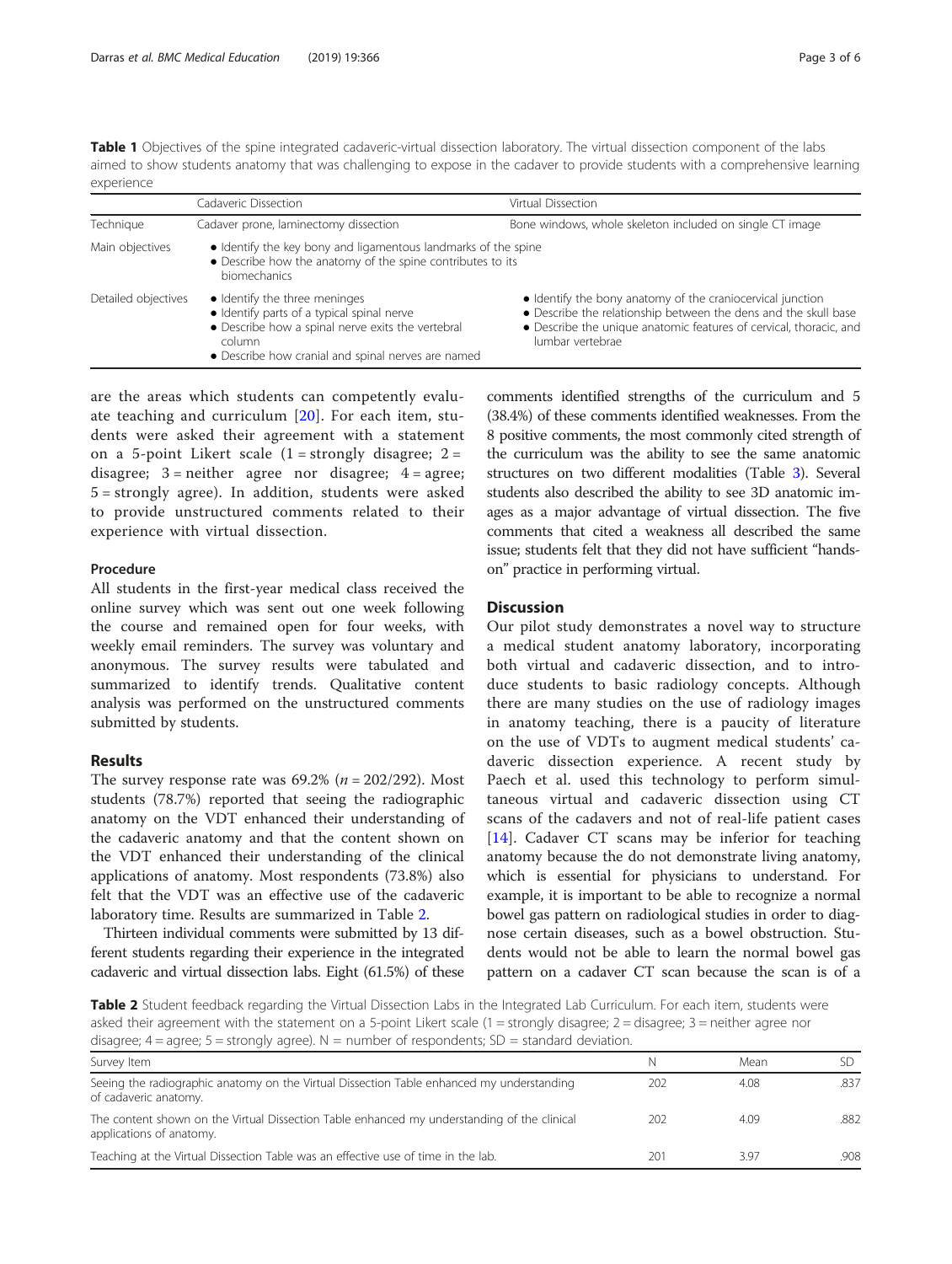**Table 1** Objectives of the spine integrated cadaveric-virtual dissection laboratory. The virtual dissection component of the labs aimed to show students anatomy that was challenging to expose in the cadaver to provide students with a comprehensive learning experience

| | Cadaveric Dissection | Virtual Dissection |
|---|---|---|
| Technique | Cadaver prone, laminectomy dissection | Bone windows, whole skeleton included on single CT image |
| Main objectives | • Identify the key bony and ligamentous landmarks of the spine<br>• Describe how the anatomy of the spine contributes to its biomechanics | |
| Detailed objectives | • Identify the three meninges<br>• Identify parts of a typical spinal nerve<br>• Describe how a spinal nerve exits the vertebral column<br>• Describe how cranial and spinal nerves are named | • Identify the bony anatomy of the craniocervical junction<br>• Describe the relationship between the dens and the skull base<br>• Describe the unique anatomic features of cervical, thoracic, and lumbar vertebrae |

are the areas which students can competently evaluate teaching and curriculum [20]. For each item, students were asked their agreement with a statement on a 5-point Likert scale (1 = strongly disagree; 2 = disagree; 3 = neither agree nor disagree; 4 = agree; 5 = strongly agree). In addition, students were asked to provide unstructured comments related to their experience with virtual dissection.

### Procedure

All students in the first-year medical class received the online survey which was sent out one week following the course and remained open for four weeks, with weekly email reminders. The survey was voluntary and anonymous. The survey results were tabulated and summarized to identify trends. Qualitative content analysis was performed on the unstructured comments submitted by students.

## Results

The survey response rate was 69.2% ($n = 202/292$). Most students (78.7%) reported that seeing the radiographic anatomy on the VDT enhanced their understanding of the cadaveric anatomy and that the content shown on the VDT enhanced their understanding of the clinical applications of anatomy. Most respondents (73.8%) also felt that the VDT was an effective use of the cadaveric laboratory time. Results are summarized in Table 2.

Thirteen individual comments were submitted by 13 different students regarding their experience in the integrated cadaveric and virtual dissection labs. Eight (61.5%) of these comments identified strengths of the curriculum and 5 (38.4%) of these comments identified weaknesses. From the 8 positive comments, the most commonly cited strength of the curriculum was the ability to see the same anatomic structures on two different modalities (Table 3). Several students also described the ability to see 3D anatomic images as a major advantage of virtual dissection. The five comments that cited a weakness all described the same issue; students felt that they did not have sufficient "hands-on" practice in performing virtual.

## Discussion

Our pilot study demonstrates a novel way to structure a medical student anatomy laboratory, incorporating both virtual and cadaveric dissection, and to introduce students to basic radiology concepts. Although there are many studies on the use of radiology images in anatomy teaching, there is a paucity of literature on the use of VDTs to augment medical students' cadaveric dissection experience. A recent study by Paech et al. used this technology to perform simultaneous virtual and cadaveric dissection using CT scans of the cadavers and not of real-life patient cases [14]. Cadaver CT scans may be inferior for teaching anatomy because the do not demonstrate living anatomy, which is essential for physicians to understand. For example, it is important to be able to recognize a normal bowel gas pattern on radiological studies in order to diagnose certain diseases, such as a bowel obstruction. Students would not be able to learn the normal bowel gas pattern on a cadaver CT scan because the scan is of a

**Table 2** Student feedback regarding the Virtual Dissection Labs in the Integrated Lab Curriculum. For each item, students were asked their agreement with the statement on a 5-point Likert scale (1 = strongly disagree; 2 = disagree; 3 = neither agree nor disagree; 4 = agree; 5 = strongly agree). N = number of respondents; SD = standard deviation.

| Survey Item | N | Mean | SD |
|---|---|---|---|
| Seeing the radiographic anatomy on the Virtual Dissection Table enhanced my understanding of cadaveric anatomy. | 202 | 4.08 | .837 |
| The content shown on the Virtual Dissection Table enhanced my understanding of the clinical applications of anatomy. | 202 | 4.09 | .882 |
| Teaching at the Virtual Dissection Table was an effective use of time in the lab. | 201 | 3.97 | .908 |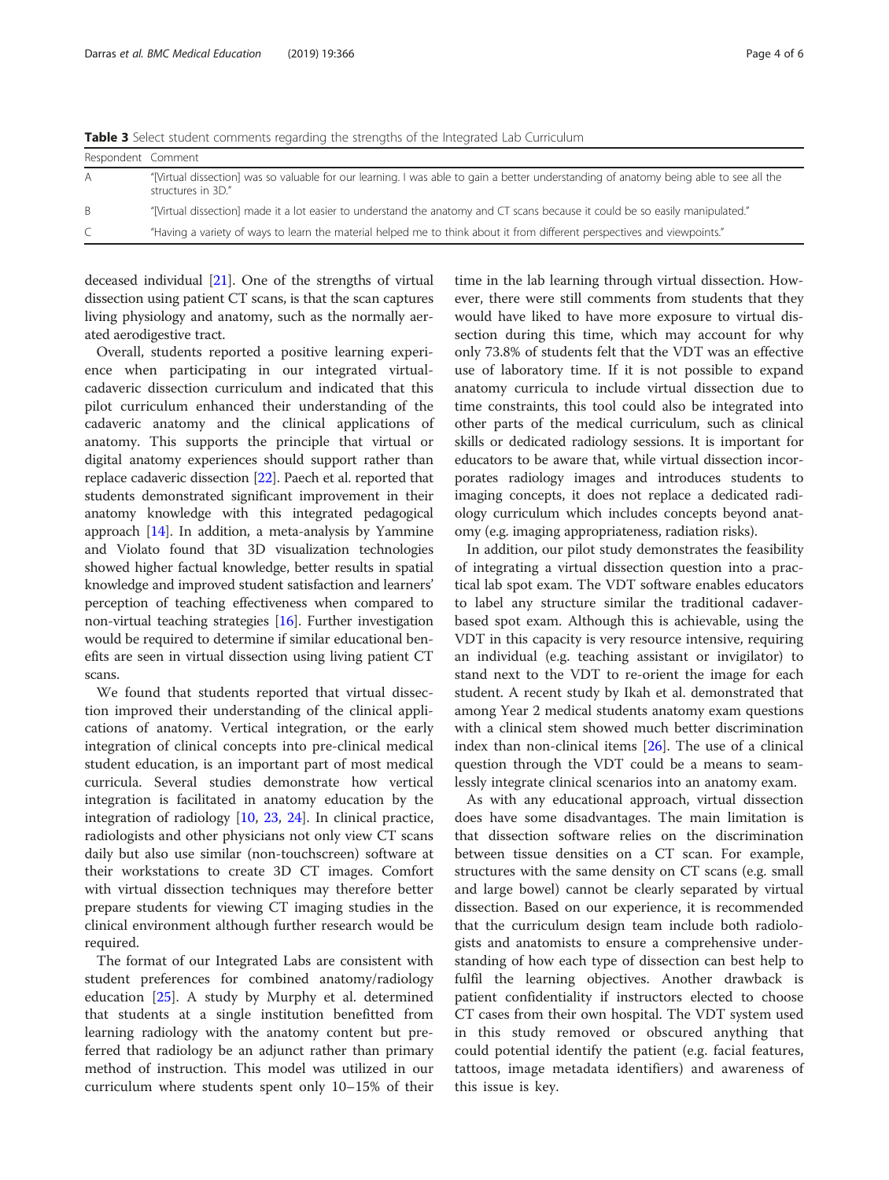**Table 3** Select student comments regarding the strengths of the Integrated Lab Curriculum

| Respondent | Comment |
|---|---|
| A | "[Virtual dissection] was so valuable for our learning. I was able to gain a better understanding of anatomy being able to see all the structures in 3D." |
| B | "[Virtual dissection] made it a lot easier to understand the anatomy and CT scans because it could be so easily manipulated." |
| C | "Having a variety of ways to learn the material helped me to think about it from different perspectives and viewpoints." |

deceased individual [21]. One of the strengths of virtual dissection using patient CT scans, is that the scan captures living physiology and anatomy, such as the normally aerated aerodigestive tract.

Overall, students reported a positive learning experience when participating in our integrated virtual-cadaveric dissection curriculum and indicated that this pilot curriculum enhanced their understanding of the cadaveric anatomy and the clinical applications of anatomy. This supports the principle that virtual or digital anatomy experiences should support rather than replace cadaveric dissection [22]. Paech et al. reported that students demonstrated significant improvement in their anatomy knowledge with this integrated pedagogical approach [14]. In addition, a meta-analysis by Yammine and Violato found that 3D visualization technologies showed higher factual knowledge, better results in spatial knowledge and improved student satisfaction and learners' perception of teaching effectiveness when compared to non-virtual teaching strategies [16]. Further investigation would be required to determine if similar educational benefits are seen in virtual dissection using living patient CT scans.

We found that students reported that virtual dissection improved their understanding of the clinical applications of anatomy. Vertical integration, or the early integration of clinical concepts into pre-clinical medical student education, is an important part of most medical curricula. Several studies demonstrate how vertical integration is facilitated in anatomy education by the integration of radiology [10, 23, 24]. In clinical practice, radiologists and other physicians not only view CT scans daily but also use similar (non-touchscreen) software at their workstations to create 3D CT images. Comfort with virtual dissection techniques may therefore better prepare students for viewing CT imaging studies in the clinical environment although further research would be required.

The format of our Integrated Labs are consistent with student preferences for combined anatomy/radiology education [25]. A study by Murphy et al. determined that students at a single institution benefitted from learning radiology with the anatomy content but preferred that radiology be an adjunct rather than primary method of instruction. This model was utilized in our curriculum where students spent only 10–15% of their time in the lab learning through virtual dissection. However, there were still comments from students that they would have liked to have more exposure to virtual dissection during this time, which may account for why only 73.8% of students felt that the VDT was an effective use of laboratory time. If it is not possible to expand anatomy curricula to include virtual dissection due to time constraints, this tool could also be integrated into other parts of the medical curriculum, such as clinical skills or dedicated radiology sessions. It is important for educators to be aware that, while virtual dissection incorporates radiology images and introduces students to imaging concepts, it does not replace a dedicated radiology curriculum which includes concepts beyond anatomy (e.g. imaging appropriateness, radiation risks).

In addition, our pilot study demonstrates the feasibility of integrating a virtual dissection question into a practical lab spot exam. The VDT software enables educators to label any structure similar the traditional cadaver-based spot exam. Although this is achievable, using the VDT in this capacity is very resource intensive, requiring an individual (e.g. teaching assistant or invigilator) to stand next to the VDT to re-orient the image for each student. A recent study by Ikah et al. demonstrated that among Year 2 medical students anatomy exam questions with a clinical stem showed much better discrimination index than non-clinical items [26]. The use of a clinical question through the VDT could be a means to seamlessly integrate clinical scenarios into an anatomy exam.

As with any educational approach, virtual dissection does have some disadvantages. The main limitation is that dissection software relies on the discrimination between tissue densities on a CT scan. For example, structures with the same density on CT scans (e.g. small and large bowel) cannot be clearly separated by virtual dissection. Based on our experience, it is recommended that the curriculum design team include both radiologists and anatomists to ensure a comprehensive understanding of how each type of dissection can best help to fulfil the learning objectives. Another drawback is patient confidentiality if instructors elected to choose CT cases from their own hospital. The VDT system used in this study removed or obscured anything that could potential identify the patient (e.g. facial features, tattoos, image metadata identifiers) and awareness of this issue is key.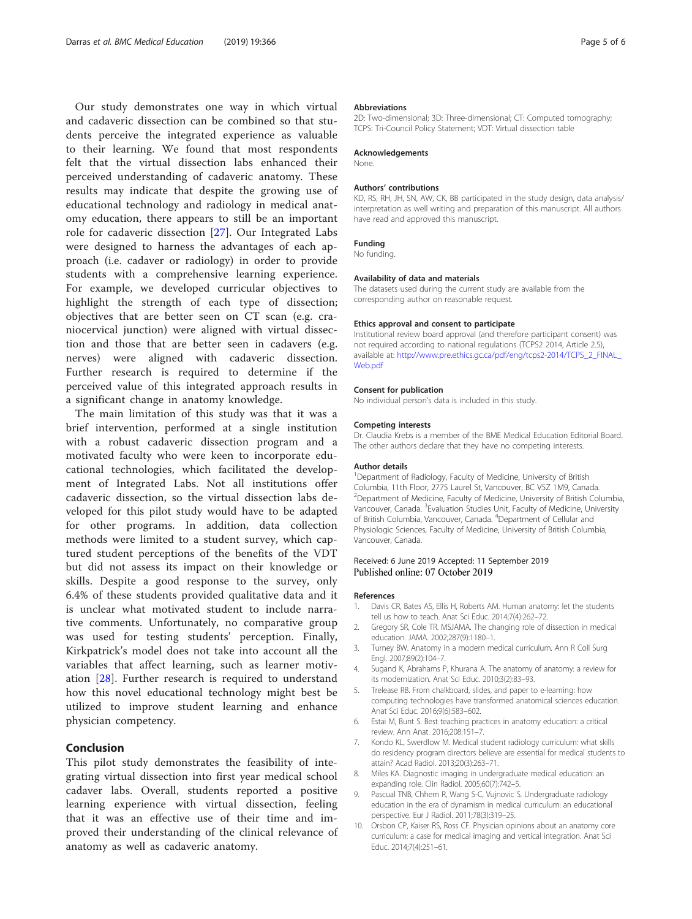Our study demonstrates one way in which virtual and cadaveric dissection can be combined so that students perceive the integrated experience as valuable to their learning. We found that most respondents felt that the virtual dissection labs enhanced their perceived understanding of cadaveric anatomy. These results may indicate that despite the growing use of educational technology and radiology in medical anatomy education, there appears to still be an important role for cadaveric dissection [27]. Our Integrated Labs were designed to harness the advantages of each approach (i.e. cadaver or radiology) in order to provide students with a comprehensive learning experience. For example, we developed curricular objectives to highlight the strength of each type of dissection; objectives that are better seen on CT scan (e.g. craniocervical junction) were aligned with virtual dissection and those that are better seen in cadavers (e.g. nerves) were aligned with cadaveric dissection. Further research is required to determine if the perceived value of this integrated approach results in a significant change in anatomy knowledge.

The main limitation of this study was that it was a brief intervention, performed at a single institution with a robust cadaveric dissection program and a motivated faculty who were keen to incorporate educational technologies, which facilitated the development of Integrated Labs. Not all institutions offer cadaveric dissection, so the virtual dissection labs developed for this pilot study would have to be adapted for other programs. In addition, data collection methods were limited to a student survey, which captured student perceptions of the benefits of the VDT but did not assess its impact on their knowledge or skills. Despite a good response to the survey, only 6.4% of these students provided qualitative data and it is unclear what motivated student to include narrative comments. Unfortunately, no comparative group was used for testing students' perception. Finally, Kirkpatrick's model does not take into account all the variables that affect learning, such as learner motivation [28]. Further research is required to understand how this novel educational technology might best be utilized to improve student learning and enhance physician competency.

## Conclusion

This pilot study demonstrates the feasibility of integrating virtual dissection into first year medical school cadaver labs. Overall, students reported a positive learning experience with virtual dissection, feeling that it was an effective use of their time and improved their understanding of the clinical relevance of anatomy as well as cadaveric anatomy.

### Abbreviations

2D: Two-dimensional; 3D: Three-dimensional; CT: Computed tomography; TCPS: Tri-Council Policy Statement; VDT: Virtual dissection table

### Acknowledgements

None.

### Authors' contributions

KD, RS, RH, JH, SN, AW, CK, BB participated in the study design, data analysis/interpretation as well writing and preparation of this manuscript. All authors have read and approved this manuscript.

### Funding

No funding.

### Availability of data and materials

The datasets used during the current study are available from the corresponding author on reasonable request.

### Ethics approval and consent to participate

Institutional review board approval (and therefore participant consent) was not required according to national regulations (TCPS2 2014, Article 2.5), available at: http://www.pre.ethics.gc.ca/pdf/eng/tcps2-2014/TCPS_2_FINAL_Web.pdf

### Consent for publication

No individual person's data is included in this study.

### Competing interests

Dr. Claudia Krebs is a member of the BME Medical Education Editorial Board. The other authors declare that they have no competing interests.

### Author details

[1]Department of Radiology, Faculty of Medicine, University of British Columbia, 11th Floor, 2775 Laurel St, Vancouver, BC V5Z 1M9, Canada. [2]Department of Medicine, Faculty of Medicine, University of British Columbia, Vancouver, Canada. [3]Evaluation Studies Unit, Faculty of Medicine, University of British Columbia, Vancouver, Canada. [4]Department of Cellular and Physiologic Sciences, Faculty of Medicine, University of British Columbia, Vancouver, Canada.

Received: 6 June 2019 Accepted: 11 September 2019
Published online: 07 October 2019

### References

1. Davis CR, Bates AS, Ellis H, Roberts AM. Human anatomy: let the students tell us how to teach. Anat Sci Educ. 2014;7(4):262–72.
2. Gregory SR, Cole TR. MSJAMA. The changing role of dissection in medical education. JAMA. 2002;287(9):1180–1.
3. Turney BW. Anatomy in a modern medical curriculum. Ann R Coll Surg Engl. 2007;89(2):104–7.
4. Sugand K, Abrahams P, Khurana A. The anatomy of anatomy: a review for its modernization. Anat Sci Educ. 2010;3(2):83–93.
5. Trelease RB. From chalkboard, slides, and paper to e-learning: how computing technologies have transformed anatomical sciences education. Anat Sci Educ. 2016;9(6):583–602.
6. Estai M, Bunt S. Best teaching practices in anatomy education: a critical review. Ann Anat. 2016;208:151–7.
7. Kondo KL, Swerdlow M. Medical student radiology curriculum: what skills do residency program directors believe are essential for medical students to attain? Acad Radiol. 2013;20(3):263–71.
8. Miles KA. Diagnostic imaging in undergraduate medical education: an expanding role. Clin Radiol. 2005;60(7):742–5.
9. Pascual TNB, Chhem R, Wang S-C, Vujnovic S. Undergraduate radiology education in the era of dynamism in medical curriculum: an educational perspective. Eur J Radiol. 2011;78(3):319–25.
10. Orsbon CP, Kaiser RS, Ross CF. Physician opinions about an anatomy core curriculum: a case for medical imaging and vertical integration. Anat Sci Educ. 2014;7(4):251–61.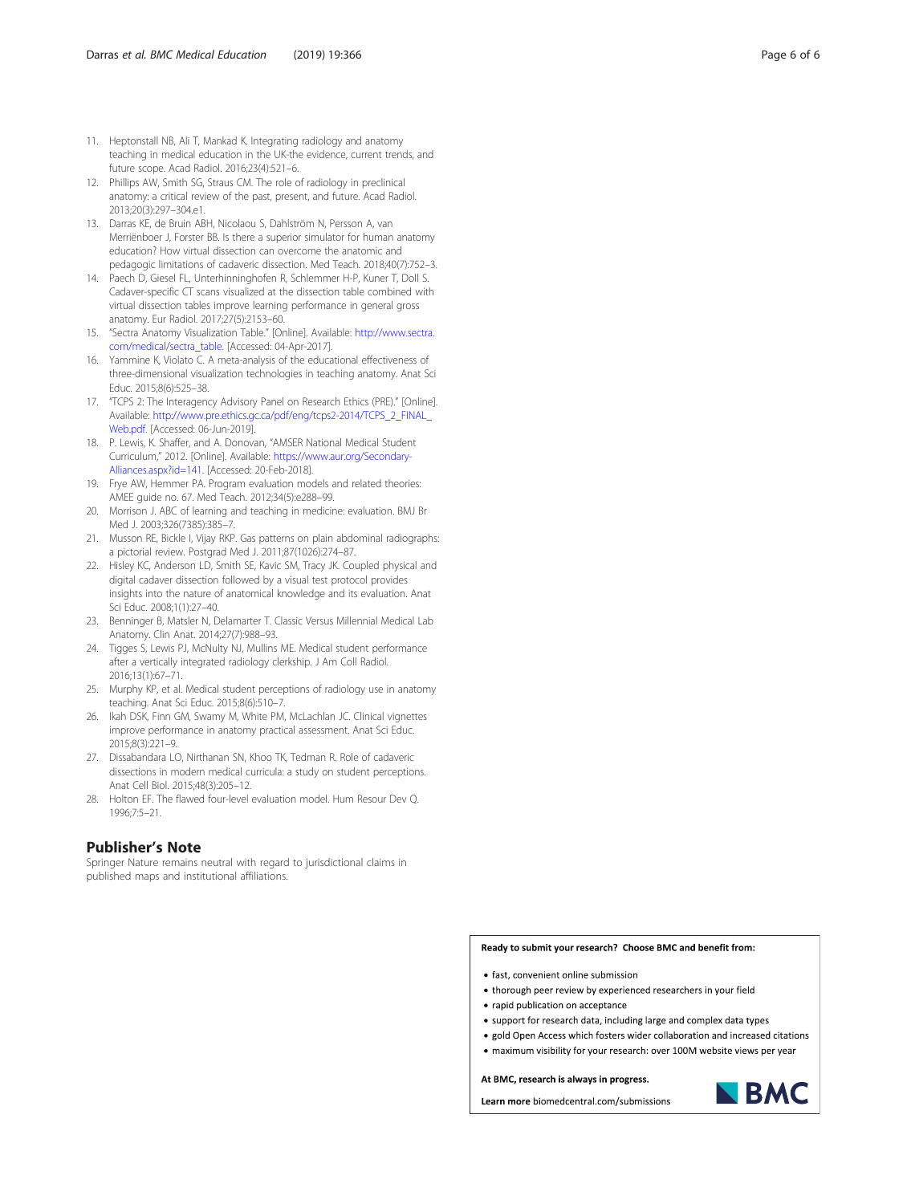11. Heptonstall NB, Ali T, Mankad K. Integrating radiology and anatomy teaching in medical education in the UK-the evidence, current trends, and future scope. Acad Radiol. 2016;23(4):521–6.
12. Phillips AW, Smith SG, Straus CM. The role of radiology in preclinical anatomy: a critical review of the past, present, and future. Acad Radiol. 2013;20(3):297–304.e1.
13. Darras KE, de Bruin ABH, Nicolaou S, Dahlström N, Persson A, van Merriënboer J, Forster BB. Is there a superior simulator for human anatomy education? How virtual dissection can overcome the anatomic and pedagogic limitations of cadaveric dissection. Med Teach. 2018;40(7):752–3.
14. Paech D, Giesel FL, Unterhinninghofen R, Schlemmer H-P, Kuner T, Doll S. Cadaver-specific CT scans visualized at the dissection table combined with virtual dissection tables improve learning performance in general gross anatomy. Eur Radiol. 2017;27(5):2153–60.
15. "Sectra Anatomy Visualization Table." [Online]. Available: http://www.sectra.com/medical/sectra_table. [Accessed: 04-Apr-2017].
16. Yammine K, Violato C. A meta-analysis of the educational effectiveness of three-dimensional visualization technologies in teaching anatomy. Anat Sci Educ. 2015;8(6):525–38.
17. "TCPS 2: The Interagency Advisory Panel on Research Ethics (PRE)." [Online]. Available: http://www.pre.ethics.gc.ca/pdf/eng/tcps2-2014/TCPS_2_FINAL_Web.pdf. [Accessed: 06-Jun-2019].
18. P. Lewis, K. Shaffer, and A. Donovan, "AMSER National Medical Student Curriculum," 2012. [Online]. Available: https://www.aur.org/Secondary-Alliances.aspx?id=141. [Accessed: 20-Feb-2018].
19. Frye AW, Hemmer PA. Program evaluation models and related theories: AMEE guide no. 67. Med Teach. 2012;34(5):e288–99.
20. Morrison J. ABC of learning and teaching in medicine: evaluation. BMJ Br Med J. 2003;326(7385):385–7.
21. Musson RE, Bickle I, Vijay RKP. Gas patterns on plain abdominal radiographs: a pictorial review. Postgrad Med J. 2011;87(1026):274–87.
22. Hisley KC, Anderson LD, Smith SE, Kavic SM, Tracy JK. Coupled physical and digital cadaver dissection followed by a visual test protocol provides insights into the nature of anatomical knowledge and its evaluation. Anat Sci Educ. 2008;1(1):27–40.
23. Benninger B, Matsler N, Delamarter T. Classic Versus Millennial Medical Lab Anatomy. Clin Anat. 2014;27(7):988–93.
24. Tigges S, Lewis PJ, McNulty NJ, Mullins ME. Medical student performance after a vertically integrated radiology clerkship. J Am Coll Radiol. 2016;13(1):67–71.
25. Murphy KP, et al. Medical student perceptions of radiology use in anatomy teaching. Anat Sci Educ. 2015;8(6):510–7.
26. Ikah DSK, Finn GM, Swamy M, White PM, McLachlan JC. Clinical vignettes improve performance in anatomy practical assessment. Anat Sci Educ. 2015;8(3):221–9.
27. Dissabandara LO, Nirthanan SN, Khoo TK, Tedman R. Role of cadaveric dissections in modern medical curricula: a study on student perceptions. Anat Cell Biol. 2015;48(3):205–12.
28. Holton EF. The flawed four-level evaluation model. Hum Resour Dev Q. 1996;7:5–21.

## Publisher's Note

Springer Nature remains neutral with regard to jurisdictional claims in published maps and institutional affiliations.

**Ready to submit your research? Choose BMC and benefit from:**

- fast, convenient online submission
- thorough peer review by experienced researchers in your field
- rapid publication on acceptance
- support for research data, including large and complex data types
- gold Open Access which fosters wider collaboration and increased citations
- maximum visibility for your research: over 100M website views per year

**At BMC, research is always in progress.**

**Learn more** biomedcentral.com/submissions

BMC